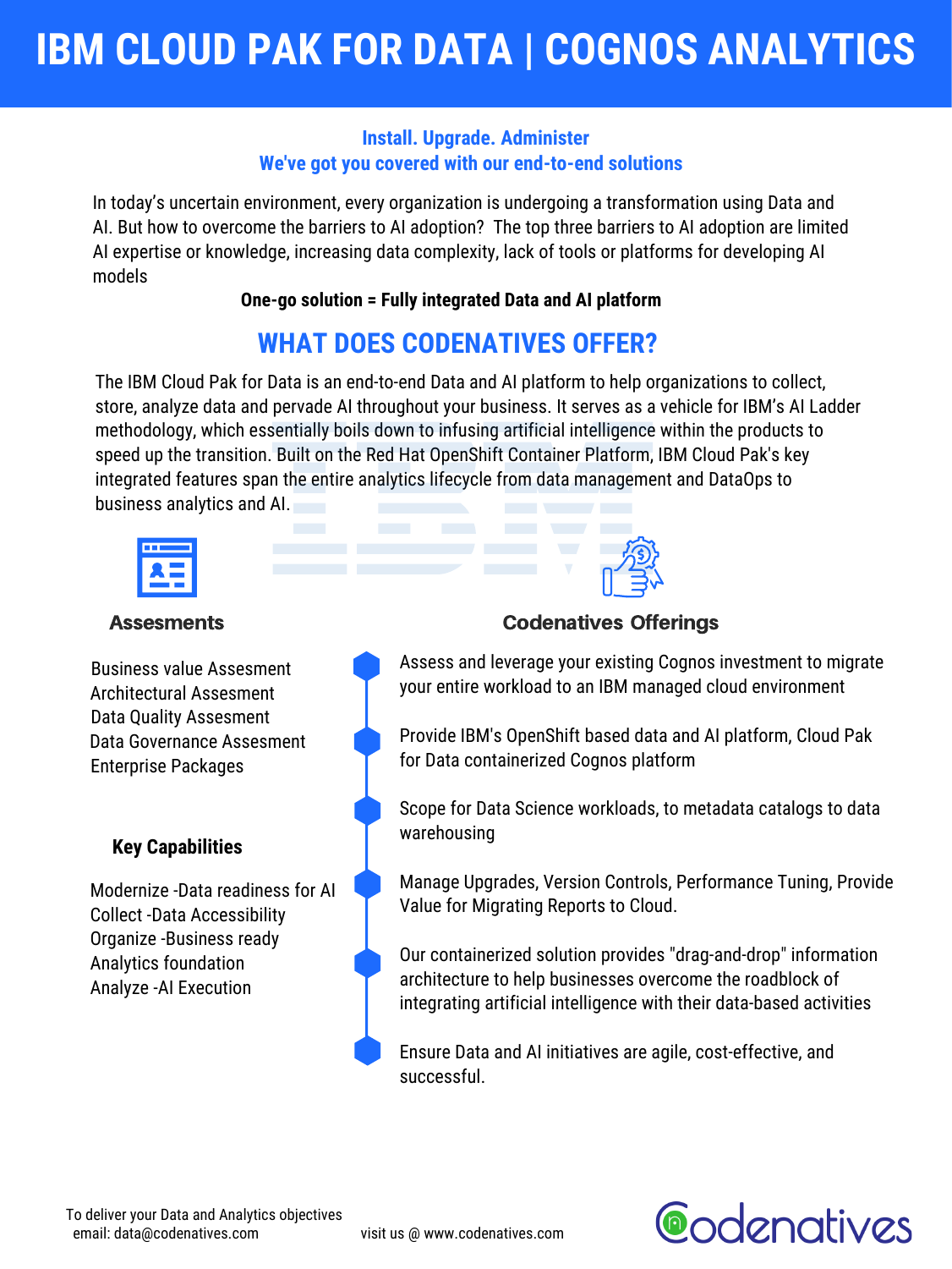# IBM CLOUD PAK FOR DATA | COGNOS ANALYTICS

**Install. Upgrade. Administer**
**We've got you covered with our end-to-end solutions**

In today's uncertain environment, every organization is undergoing a transformation using Data and AI. But how to overcome the barriers to AI adoption? The top three barriers to AI adoption are limited AI expertise or knowledge, increasing data complexity, lack of tools or platforms for developing AI models

**One-go solution = Fully integrated Data and AI platform**

## WHAT DOES CODENATIVES OFFER?

The IBM Cloud Pak for Data is an end-to-end Data and AI platform to help organizations to collect, store, analyze data and pervade AI throughout your business. It serves as a vehicle for IBM's AI Ladder methodology, which essentially boils down to infusing artificial intelligence within the products to speed up the transition. Built on the Red Hat OpenShift Container Platform, IBM Cloud Pak's key integrated features span the entire analytics lifecycle from data management and DataOps to business analytics and AI.

### Assesments

Business value Assesment
Architectural Assesment
Data Quality Assesment
Data Governance Assesment
Enterprise Packages

### Key Capabilities

Modernize -Data readiness for AI
Collect -Data Accessibility
Organize -Business ready
Analytics foundation
Analyze -AI Execution

### Codenatives Offerings

- Assess and leverage your existing Cognos investment to migrate your entire workload to an IBM managed cloud environment
- Provide IBM's OpenShift based data and AI platform, Cloud Pak for Data containerized Cognos platform
- Scope for Data Science workloads, to metadata catalogs to data warehousing
- Manage Upgrades, Version Controls, Performance Tuning, Provide Value for Migrating Reports to Cloud.
- Our containerized solution provides "drag-and-drop" information architecture to help businesses overcome the roadblock of integrating artificial intelligence with their data-based activities
- Ensure Data and AI initiatives are agile, cost-effective, and successful.

To deliver your Data and Analytics objectives
email: data@codenatives.com

visit us @ www.codenatives.com

Codenatives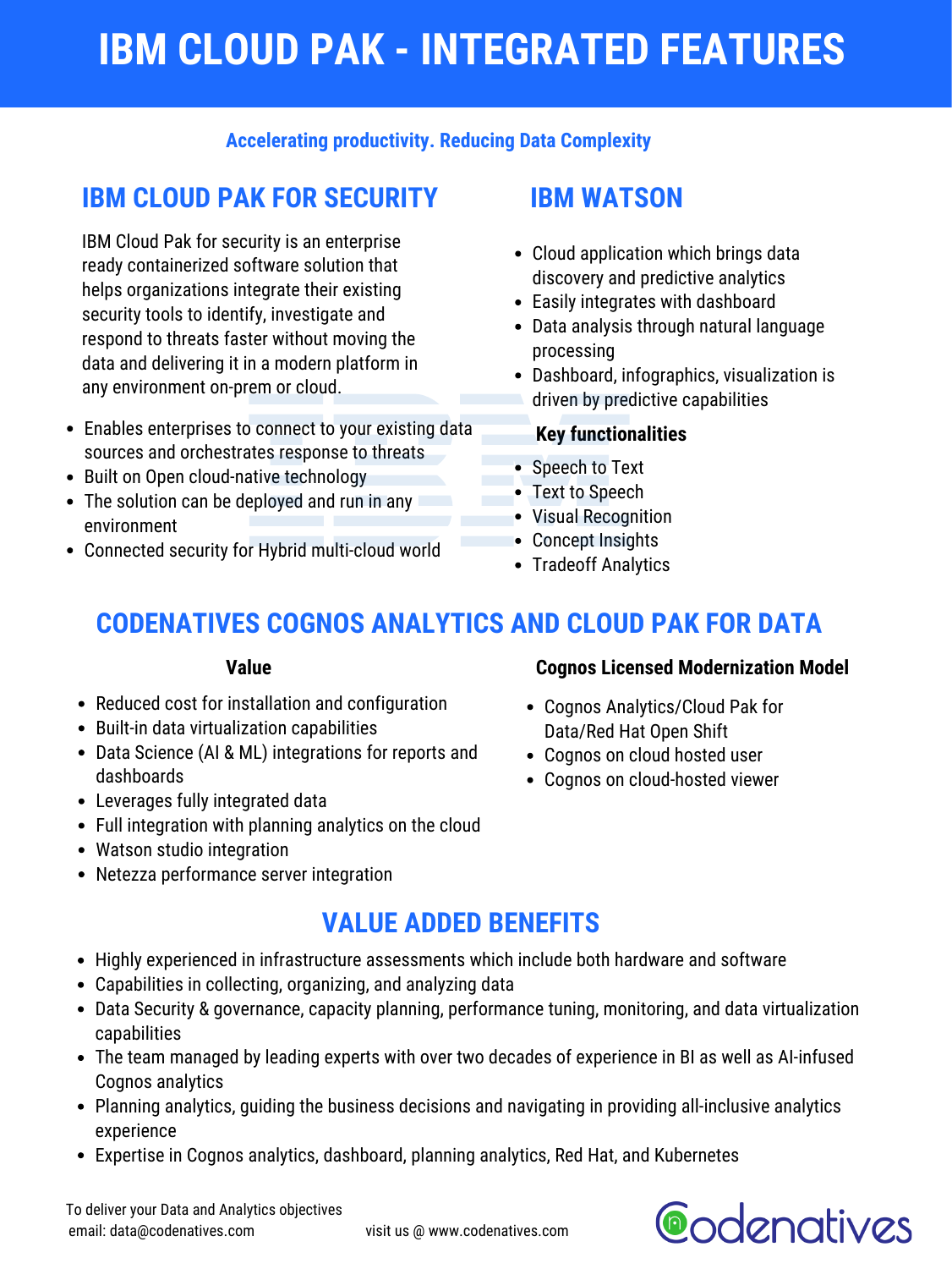# IBM CLOUD PAK - INTEGRATED FEATURES

**Accelerating productivity. Reducing Data Complexity**

## IBM CLOUD PAK FOR SECURITY

IBM Cloud Pak for security is an enterprise ready containerized software solution that helps organizations integrate their existing security tools to identify, investigate and respond to threats faster without moving the data and delivering it in a modern platform in any environment on-prem or cloud.

- Enables enterprises to connect to your existing data sources and orchestrates response to threats
- Built on Open cloud-native technology
- The solution can be deployed and run in any environment
- Connected security for Hybrid multi-cloud world

## IBM WATSON

- Cloud application which brings data discovery and predictive analytics
- Easily integrates with dashboard
- Data analysis through natural language processing
- Dashboard, infographics, visualization is driven by predictive capabilities

**Key functionalities**

- Speech to Text
- Text to Speech
- Visual Recognition
- Concept Insights
- Tradeoff Analytics

## CODENATIVES COGNOS ANALYTICS AND CLOUD PAK FOR DATA

**Value**

- Reduced cost for installation and configuration
- Built-in data virtualization capabilities
- Data Science (AI & ML) integrations for reports and dashboards
- Leverages fully integrated data
- Full integration with planning analytics on the cloud
- Watson studio integration
- Netezza performance server integration

**Cognos Licensed Modernization Model**

- Cognos Analytics/Cloud Pak for Data/Red Hat Open Shift
- Cognos on cloud hosted user
- Cognos on cloud-hosted viewer

## VALUE ADDED BENEFITS

- Highly experienced in infrastructure assessments which include both hardware and software
- Capabilities in collecting, organizing, and analyzing data
- Data Security & governance, capacity planning, performance tuning, monitoring, and data virtualization capabilities
- The team managed by leading experts with over two decades of experience in BI as well as AI-infused Cognos analytics
- Planning analytics, guiding the business decisions and navigating in providing all-inclusive analytics experience
- Expertise in Cognos analytics, dashboard, planning analytics, Red Hat, and Kubernetes

To deliver your Data and Analytics objectives
email: data@codenatives.com

visit us @ www.codenatives.com

Codenatives